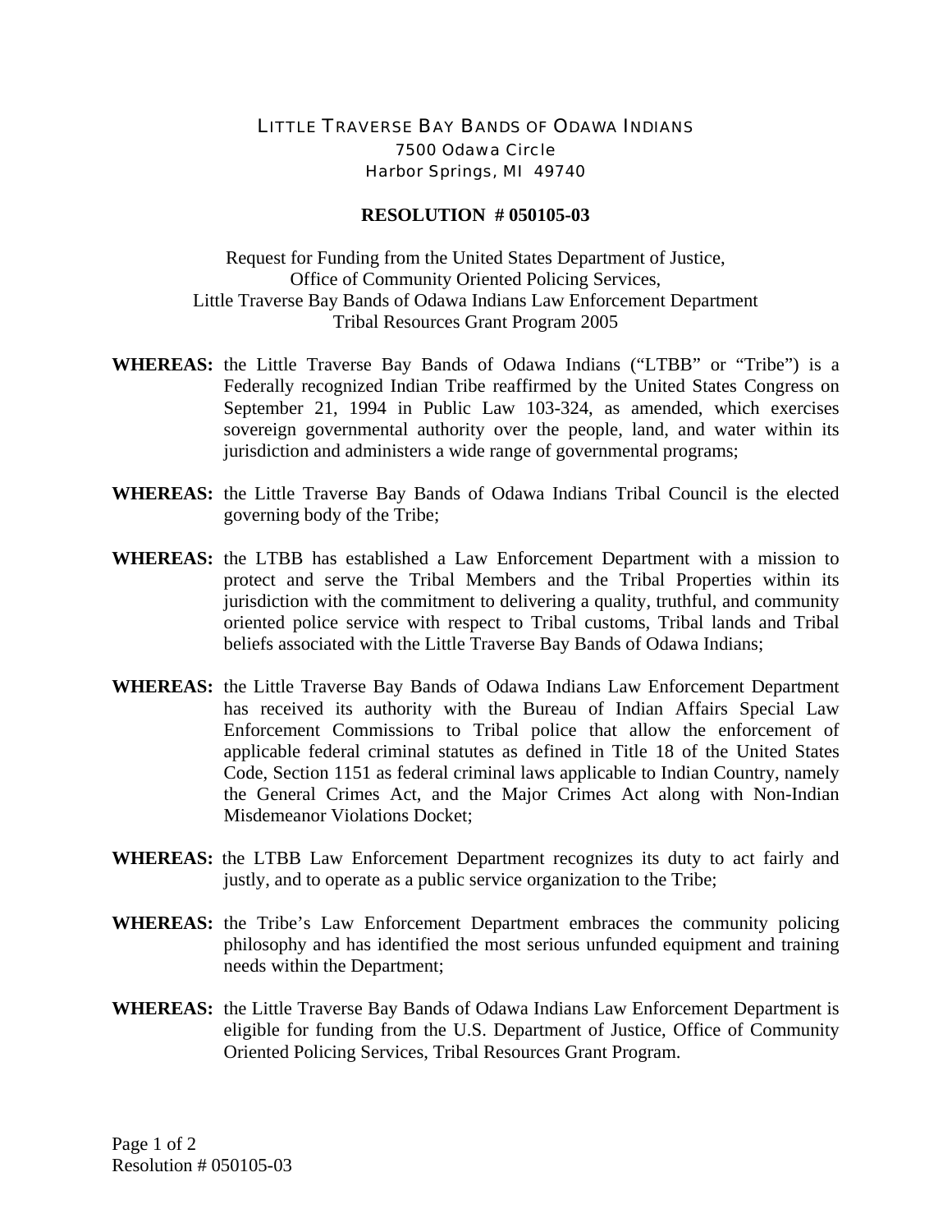# LITTLE TRAVERSE BAY BANDS OF ODAWA INDIANS

7500 Odawa Circle
Harbor Springs, MI 49740

## RESOLUTION # 050105-03

Request for Funding from the United States Department of Justice,
Office of Community Oriented Policing Services,
Little Traverse Bay Bands of Odawa Indians Law Enforcement Department
Tribal Resources Grant Program 2005

**WHEREAS:** the Little Traverse Bay Bands of Odawa Indians ("LTBB" or "Tribe") is a Federally recognized Indian Tribe reaffirmed by the United States Congress on September 21, 1994 in Public Law 103-324, as amended, which exercises sovereign governmental authority over the people, land, and water within its jurisdiction and administers a wide range of governmental programs;

**WHEREAS:** the Little Traverse Bay Bands of Odawa Indians Tribal Council is the elected governing body of the Tribe;

**WHEREAS:** the LTBB has established a Law Enforcement Department with a mission to protect and serve the Tribal Members and the Tribal Properties within its jurisdiction with the commitment to delivering a quality, truthful, and community oriented police service with respect to Tribal customs, Tribal lands and Tribal beliefs associated with the Little Traverse Bay Bands of Odawa Indians;

**WHEREAS:** the Little Traverse Bay Bands of Odawa Indians Law Enforcement Department has received its authority with the Bureau of Indian Affairs Special Law Enforcement Commissions to Tribal police that allow the enforcement of applicable federal criminal statutes as defined in Title 18 of the United States Code, Section 1151 as federal criminal laws applicable to Indian Country, namely the General Crimes Act, and the Major Crimes Act along with Non-Indian Misdemeanor Violations Docket;

**WHEREAS:** the LTBB Law Enforcement Department recognizes its duty to act fairly and justly, and to operate as a public service organization to the Tribe;

**WHEREAS:** the Tribe's Law Enforcement Department embraces the community policing philosophy and has identified the most serious unfunded equipment and training needs within the Department;

**WHEREAS:** the Little Traverse Bay Bands of Odawa Indians Law Enforcement Department is eligible for funding from the U.S. Department of Justice, Office of Community Oriented Policing Services, Tribal Resources Grant Program.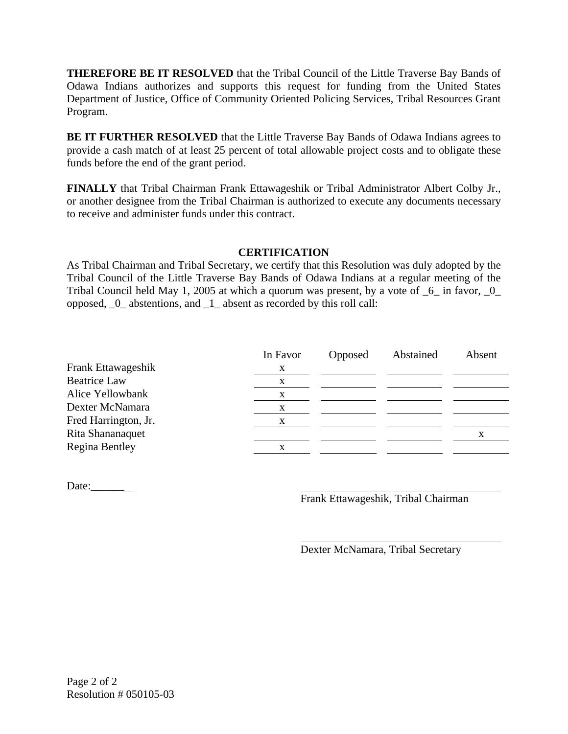**THEREFORE BE IT RESOLVED** that the Tribal Council of the Little Traverse Bay Bands of Odawa Indians authorizes and supports this request for funding from the United States Department of Justice, Office of Community Oriented Policing Services, Tribal Resources Grant Program.

**BE IT FURTHER RESOLVED** that the Little Traverse Bay Bands of Odawa Indians agrees to provide a cash match of at least 25 percent of total allowable project costs and to obligate these funds before the end of the grant period.

**FINALLY** that Tribal Chairman Frank Ettawageshik or Tribal Administrator Albert Colby Jr., or another designee from the Tribal Chairman is authorized to execute any documents necessary to receive and administer funds under this contract.

## CERTIFICATION

As Tribal Chairman and Tribal Secretary, we certify that this Resolution was duly adopted by the Tribal Council of the Little Traverse Bay Bands of Odawa Indians at a regular meeting of the Tribal Council held May 1, 2005 at which a quorum was present, by a vote of _6_ in favor, _0_ opposed, _0_ abstentions, and _1_ absent as recorded by this roll call:

| | In Favor | Opposed | Abstained | Absent |
|---|---|---|---|---|
| Frank Ettawageshik | x | | | |
| Beatrice Law | x | | | |
| Alice Yellowbank | x | | | |
| Dexter McNamara | x | | | |
| Fred Harrington, Jr. | x | | | |
| Rita Shananaquet | | | | x |
| Regina Bentley | x | | | |

Date:________

_______________________________
Frank Ettawageshik, Tribal Chairman

_______________________________
Dexter McNamara, Tribal Secretary

Resolution # 050105-03